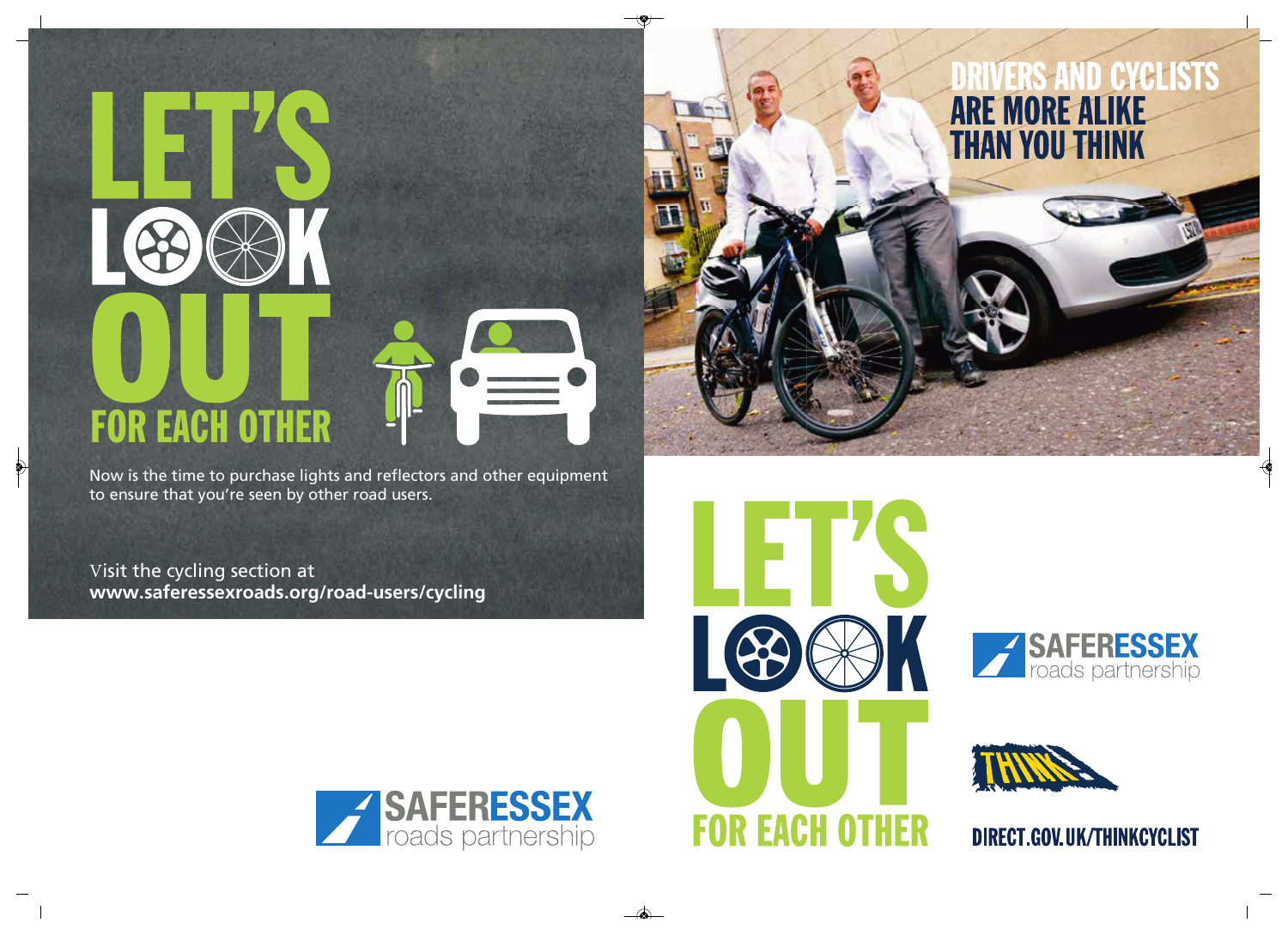# LET'S LOOK OUT FOR EACH OTHER

Now is the time to purchase lights and reflectors and other equipment to ensure that you're seen by other road users.

Visit the cycling section at **www.saferessexroads.org/road-users/cycling**

SAFER ESSEX roads partnership

## DRIVERS AND CYCLISTS ARE MORE ALIKE THAN YOU THINK

# LET'S LOOK OUT FOR EACH OTHER

SAFER ESSEX roads partnership

THINK!

DIRECT.GOV.UK/THINKCYCLIST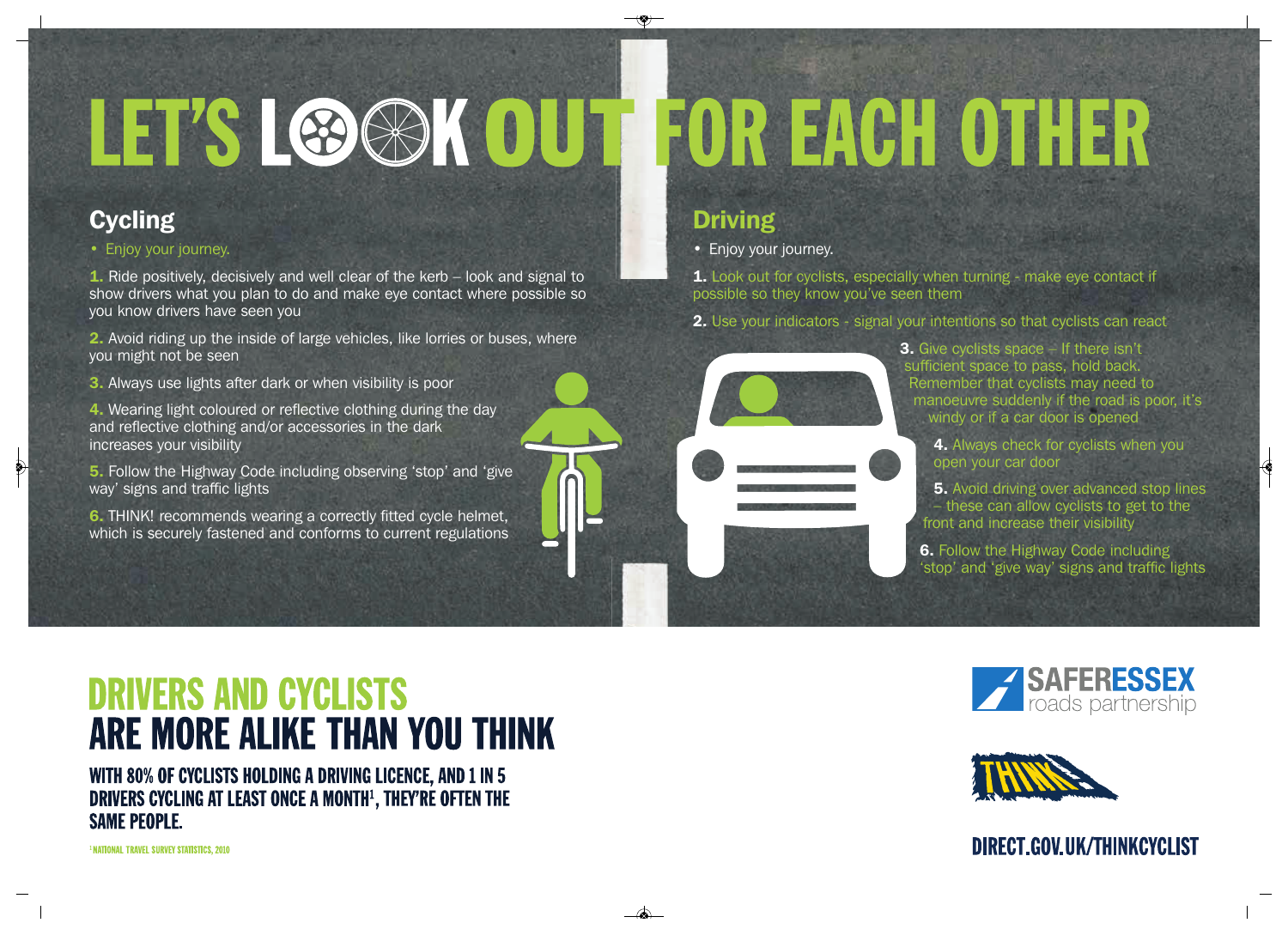# LET'S LOOK OUT FOR EACH OTHER

## Cycling

- Enjoy your journey.

1. Ride positively, decisively and well clear of the kerb – look and signal to show drivers what you plan to do and make eye contact where possible so you know drivers have seen you
2. Avoid riding up the inside of large vehicles, like lorries or buses, where you might not be seen
3. Always use lights after dark or when visibility is poor
4. Wearing light coloured or reflective clothing during the day and reflective clothing and/or accessories in the dark increases your visibility
5. Follow the Highway Code including observing 'stop' and 'give way' signs and traffic lights
6. THINK! recommends wearing a correctly fitted cycle helmet, which is securely fastened and conforms to current regulations

## Driving

- Enjoy your journey.

1. Look out for cyclists, especially when turning - make eye contact if possible so they know you've seen them
2. Use your indicators - signal your intentions so that cyclists can react
3. Give cyclists space – If there isn't sufficient space to pass, hold back. Remember that cyclists may need to manoeuvre suddenly if the road is poor, it's windy or if a car door is opened
4. Always check for cyclists when you open your car door
5. Avoid driving over advanced stop lines – these can allow cyclists to get to the front and increase their visibility
6. Follow the Highway Code including 'stop' and 'give way' signs and traffic lights

# DRIVERS AND CYCLISTS ARE MORE ALIKE THAN YOU THINK

**WITH 80% OF CYCLISTS HOLDING A DRIVING LICENCE, AND 1 IN 5 DRIVERS CYCLING AT LEAST ONCE A MONTH[1], THEY'RE OFTEN THE SAME PEOPLE.**

[1] NATIONAL TRAVEL SURVEY STATISTICS, 2010

SAFERESSEX roads partnership

THINK!

DIRECT.GOV.UK/THINKCYCLIST